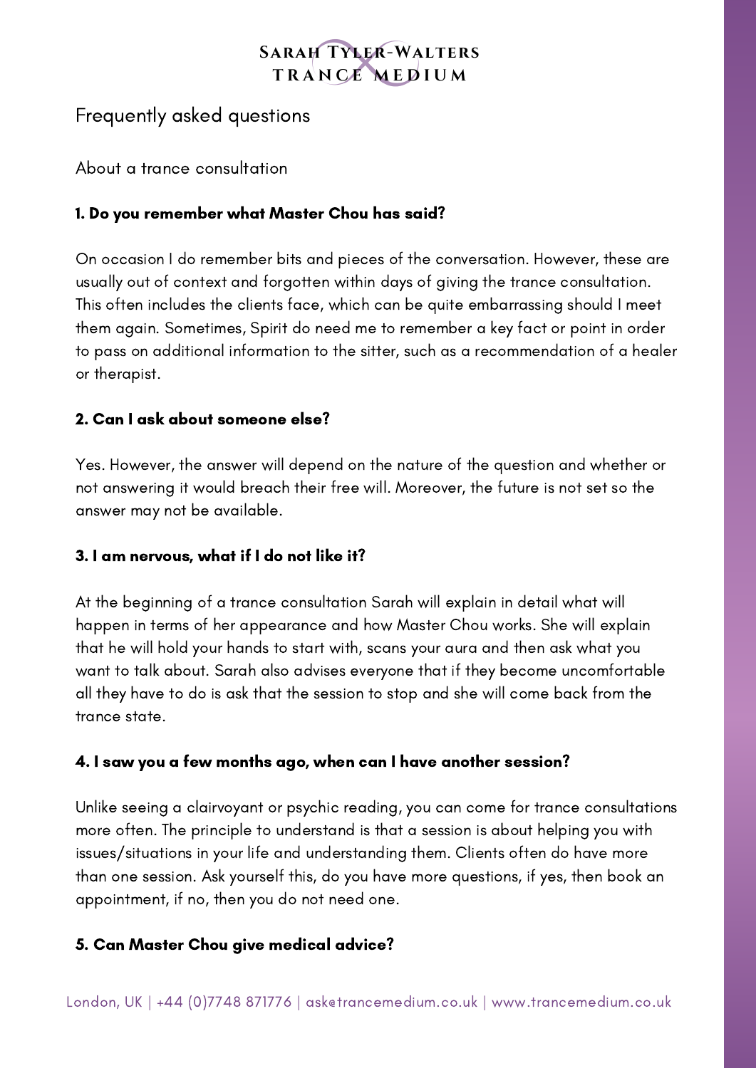# Sarah Tyler-Walters Trance Medium

## Frequently asked questions

About a trance consultation

### 1. Do you remember what Master Chou has said?

On occasion I do remember bits and pieces of the conversation. However, these are usually out of context and forgotten within days of giving the trance consultation. This often includes the clients face, which can be quite embarrassing should I meet them again. Sometimes, Spirit do need me to remember a key fact or point in order to pass on additional information to the sitter, such as a recommendation of a healer or therapist.

### 2. Can I ask about someone else?

Yes. However, the answer will depend on the nature of the question and whether or not answering it would breach their free will. Moreover, the future is not set so the answer may not be available.

### 3. I am nervous, what if I do not like it?

At the beginning of a trance consultation Sarah will explain in detail what will happen in terms of her appearance and how Master Chou works. She will explain that he will hold your hands to start with, scans your aura and then ask what you want to talk about. Sarah also advises everyone that if they become uncomfortable all they have to do is ask that the session to stop and she will come back from the trance state.

### 4. I saw you a few months ago, when can I have another session?

Unlike seeing a clairvoyant or psychic reading, you can come for trance consultations more often. The principle to understand is that a session is about helping you with issues/situations in your life and understanding them. Clients often do have more than one session. Ask yourself this, do you have more questions, if yes, then book an appointment, if no, then you do not need one.

### 5. Can Master Chou give medical advice?

London, UK | +44 (0)7748 871776 | ask@trancemedium.co.uk | www.trancemedium.co.uk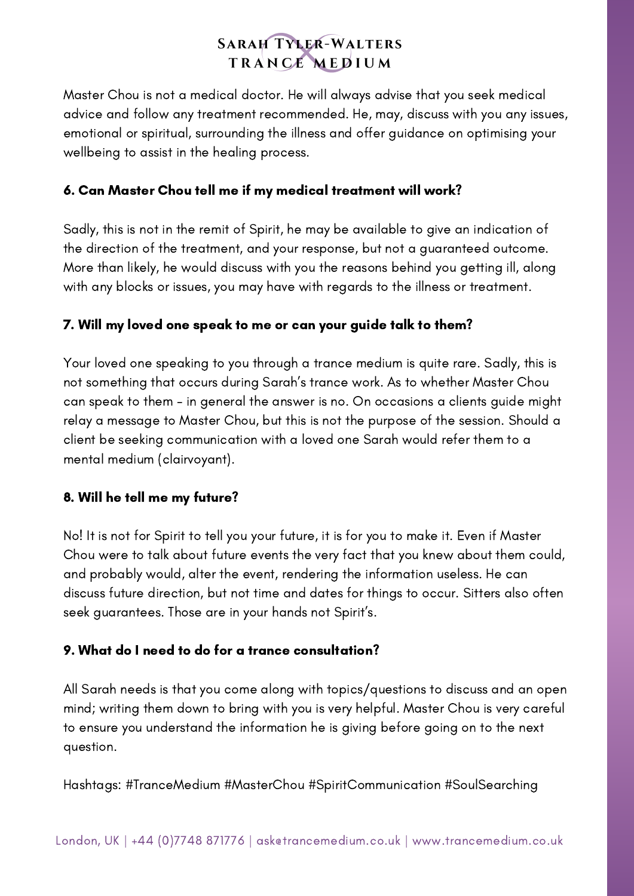Master Chou is not a medical doctor. He will always advise that you seek medical advice and follow any treatment recommended. He, may, discuss with you any issues, emotional or spiritual, surrounding the illness and offer guidance on optimising your wellbeing to assist in the healing process.

### 6. Can Master Chou tell me if my medical treatment will work?

Sadly, this is not in the remit of Spirit, he may be available to give an indication of the direction of the treatment, and your response, but not a guaranteed outcome. More than likely, he would discuss with you the reasons behind you getting ill, along with any blocks or issues, you may have with regards to the illness or treatment.

### 7. Will my loved one speak to me or can your guide talk to them?

Your loved one speaking to you through a trance medium is quite rare. Sadly, this is not something that occurs during Sarah's trance work. As to whether Master Chou can speak to them - in general the answer is no. On occasions a clients guide might relay a message to Master Chou, but this is not the purpose of the session. Should a client be seeking communication with a loved one Sarah would refer them to a mental medium (clairvoyant).

### 8. Will he tell me my future?

No! It is not for Spirit to tell you your future, it is for you to make it. Even if Master Chou were to talk about future events the very fact that you knew about them could, and probably would, alter the event, rendering the information useless. He can discuss future direction, but not time and dates for things to occur. Sitters also often seek guarantees. Those are in your hands not Spirit's.

### 9. What do I need to do for a trance consultation?

All Sarah needs is that you come along with topics/questions to discuss and an open mind; writing them down to bring with you is very helpful. Master Chou is very careful to ensure you understand the information he is giving before going on to the next question.

Hashtags: #TranceMedium #MasterChou #SpiritCommunication #SoulSearching